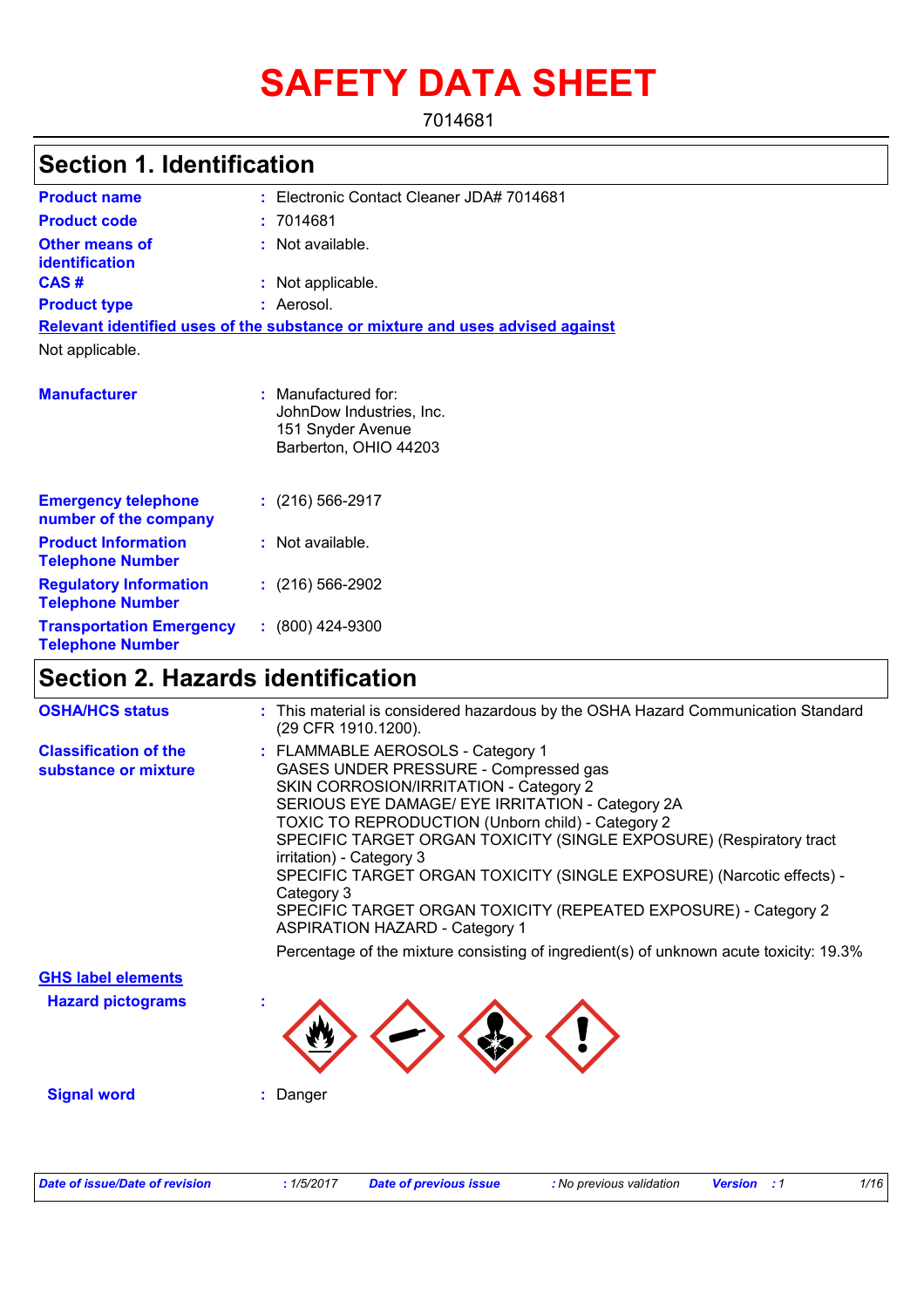# SAFETY DATA SHEET

7014681

## Section 1. Identification

| | | |
|---|---|---|
| **Product name** | : | Electronic Contact Cleaner JDA# 7014681 |
| **Product code** | : | 7014681 |
| **Other means of identification** | : | Not available. |
| **CAS #** | : | Not applicable. |
| **Product type** | : | Aerosol. |

**Relevant identified uses of the substance or mixture and uses advised against**

Not applicable.

| | | |
|---|---|---|
| **Manufacturer** | : | Manufactured for:<br>JohnDow Industries, Inc.<br>151 Snyder Avenue<br>Barberton, OHIO 44203 |
| **Emergency telephone number of the company** | : | (216) 566-2917 |
| **Product Information Telephone Number** | : | Not available. |
| **Regulatory Information Telephone Number** | : | (216) 566-2902 |
| **Transportation Emergency Telephone Number** | : | (800) 424-9300 |

## Section 2. Hazards identification

**OSHA/HCS status** : This material is considered hazardous by the OSHA Hazard Communication Standard (29 CFR 1910.1200).

**Classification of the substance or mixture** :
FLAMMABLE AEROSOLS - Category 1
GASES UNDER PRESSURE - Compressed gas
SKIN CORROSION/IRRITATION - Category 2
SERIOUS EYE DAMAGE/ EYE IRRITATION - Category 2A
TOXIC TO REPRODUCTION (Unborn child) - Category 2
SPECIFIC TARGET ORGAN TOXICITY (SINGLE EXPOSURE) (Respiratory tract irritation) - Category 3
SPECIFIC TARGET ORGAN TOXICITY (SINGLE EXPOSURE) (Narcotic effects) - Category 3
SPECIFIC TARGET ORGAN TOXICITY (REPEATED EXPOSURE) - Category 2
ASPIRATION HAZARD - Category 1

Percentage of the mixture consisting of ingredient(s) of unknown acute toxicity: 19.3%

**GHS label elements**

**Hazard pictograms** :

**Signal word** : Danger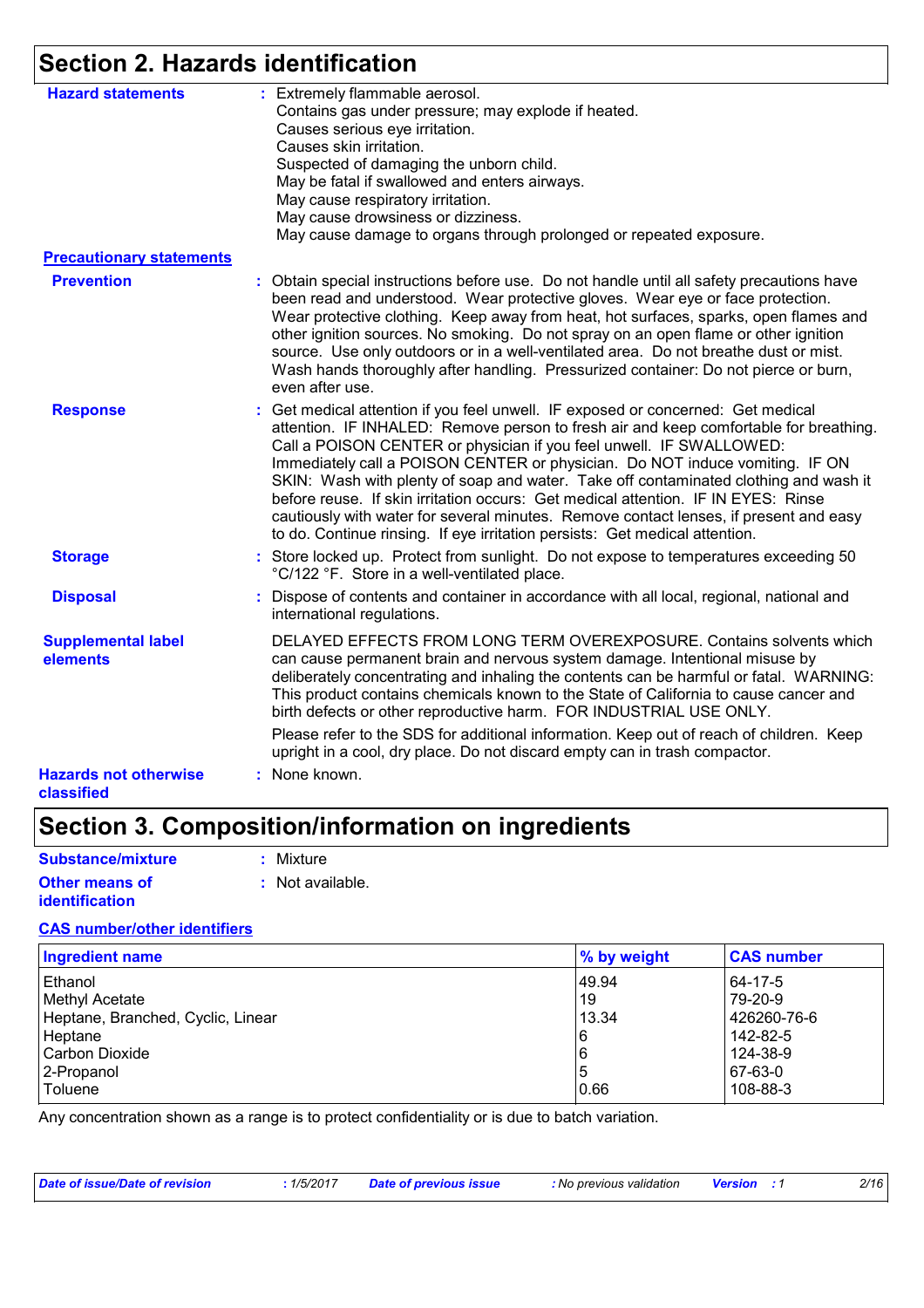## Section 2. Hazards identification

**Hazard statements** : Extremely flammable aerosol.
Contains gas under pressure; may explode if heated.
Causes serious eye irritation.
Causes skin irritation.
Suspected of damaging the unborn child.
May be fatal if swallowed and enters airways.
May cause respiratory irritation.
May cause drowsiness or dizziness.
May cause damage to organs through prolonged or repeated exposure.

**Precautionary statements**

**Prevention** : Obtain special instructions before use. Do not handle until all safety precautions have been read and understood. Wear protective gloves. Wear eye or face protection. Wear protective clothing. Keep away from heat, hot surfaces, sparks, open flames and other ignition sources. No smoking. Do not spray on an open flame or other ignition source. Use only outdoors or in a well-ventilated area. Do not breathe dust or mist. Wash hands thoroughly after handling. Pressurized container: Do not pierce or burn, even after use.

**Response** : Get medical attention if you feel unwell. IF exposed or concerned: Get medical attention. IF INHALED: Remove person to fresh air and keep comfortable for breathing. Call a POISON CENTER or physician if you feel unwell. IF SWALLOWED: Immediately call a POISON CENTER or physician. Do NOT induce vomiting. IF ON SKIN: Wash with plenty of soap and water. Take off contaminated clothing and wash it before reuse. If skin irritation occurs: Get medical attention. IF IN EYES: Rinse cautiously with water for several minutes. Remove contact lenses, if present and easy to do. Continue rinsing. If eye irritation persists: Get medical attention.

**Storage** : Store locked up. Protect from sunlight. Do not expose to temperatures exceeding 50 °C/122 °F. Store in a well-ventilated place.

**Disposal** : Dispose of contents and container in accordance with all local, regional, national and international regulations.

**Supplemental label elements**

DELAYED EFFECTS FROM LONG TERM OVEREXPOSURE. Contains solvents which can cause permanent brain and nervous system damage. Intentional misuse by deliberately concentrating and inhaling the contents can be harmful or fatal. WARNING: This product contains chemicals known to the State of California to cause cancer and birth defects or other reproductive harm. FOR INDUSTRIAL USE ONLY.

Please refer to the SDS for additional information. Keep out of reach of children. Keep upright in a cool, dry place. Do not discard empty can in trash compactor.

**Hazards not otherwise classified** : None known.

## Section 3. Composition/information on ingredients

**Substance/mixture** : Mixture

**Other means of identification** : Not available.

**CAS number/other identifiers**

| Ingredient name | % by weight | CAS number |
|---|---|---|
| Ethanol | 49.94 | 64-17-5 |
| Methyl Acetate | 19 | 79-20-9 |
| Heptane, Branched, Cyclic, Linear | 13.34 | 426260-76-6 |
| Heptane | 6 | 142-82-5 |
| Carbon Dioxide | 6 | 124-38-9 |
| 2-Propanol | 5 | 67-63-0 |
| Toluene | 0.66 | 108-88-3 |

Any concentration shown as a range is to protect confidentiality or is due to batch variation.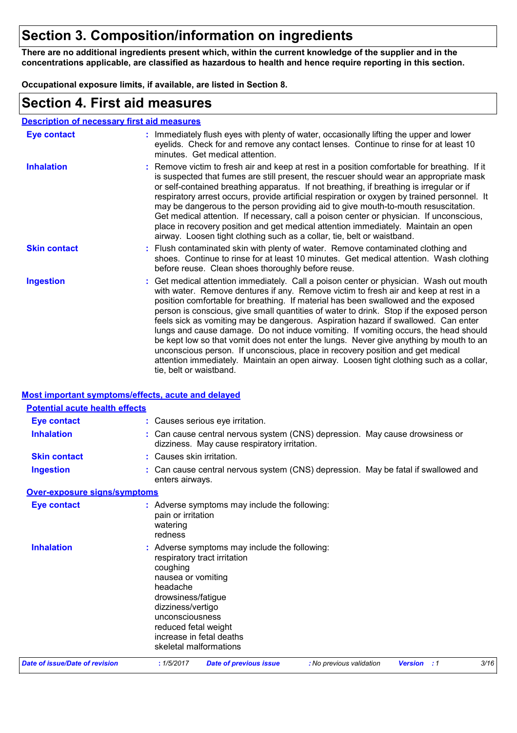# Section 3. Composition/information on ingredients

**There are no additional ingredients present which, within the current knowledge of the supplier and in the concentrations applicable, are classified as hazardous to health and hence require reporting in this section.**

**Occupational exposure limits, if available, are listed in Section 8.**

# Section 4. First aid measures

## Description of necessary first aid measures

**Eye contact** : Immediately flush eyes with plenty of water, occasionally lifting the upper and lower eyelids. Check for and remove any contact lenses. Continue to rinse for at least 10 minutes. Get medical attention.

**Inhalation** : Remove victim to fresh air and keep at rest in a position comfortable for breathing. If it is suspected that fumes are still present, the rescuer should wear an appropriate mask or self-contained breathing apparatus. If not breathing, if breathing is irregular or if respiratory arrest occurs, provide artificial respiration or oxygen by trained personnel. It may be dangerous to the person providing aid to give mouth-to-mouth resuscitation. Get medical attention. If necessary, call a poison center or physician. If unconscious, place in recovery position and get medical attention immediately. Maintain an open airway. Loosen tight clothing such as a collar, tie, belt or waistband.

**Skin contact** : Flush contaminated skin with plenty of water. Remove contaminated clothing and shoes. Continue to rinse for at least 10 minutes. Get medical attention. Wash clothing before reuse. Clean shoes thoroughly before reuse.

**Ingestion** : Get medical attention immediately. Call a poison center or physician. Wash out mouth with water. Remove dentures if any. Remove victim to fresh air and keep at rest in a position comfortable for breathing. If material has been swallowed and the exposed person is conscious, give small quantities of water to drink. Stop if the exposed person feels sick as vomiting may be dangerous. Aspiration hazard if swallowed. Can enter lungs and cause damage. Do not induce vomiting. If vomiting occurs, the head should be kept low so that vomit does not enter the lungs. Never give anything by mouth to an unconscious person. If unconscious, place in recovery position and get medical attention immediately. Maintain an open airway. Loosen tight clothing such as a collar, tie, belt or waistband.

## Most important symptoms/effects, acute and delayed

### Potential acute health effects

**Eye contact** : Causes serious eye irritation.

**Inhalation** : Can cause central nervous system (CNS) depression. May cause drowsiness or dizziness. May cause respiratory irritation.

**Skin contact** : Causes skin irritation.

**Ingestion** : Can cause central nervous system (CNS) depression. May be fatal if swallowed and enters airways.

### Over-exposure signs/symptoms

**Eye contact** : Adverse symptoms may include the following:
pain or irritation
watering
redness

**Inhalation** : Adverse symptoms may include the following:
respiratory tract irritation
coughing
nausea or vomiting
headache
drowsiness/fatigue
dizziness/vertigo
unconsciousness
reduced fetal weight
increase in fetal deaths
skeletal malformations

*Date of issue/Date of revision* : 1/5/2017 *Date of previous issue* : No previous validation *Version* : 1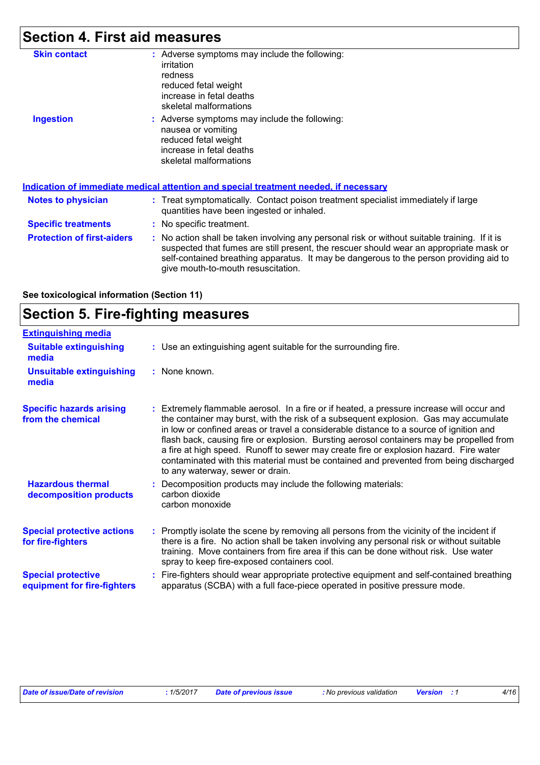# Section 4. First aid measures

| | |
|---|---|
| **Skin contact** | : Adverse symptoms may include the following:<br>irritation<br>redness<br>reduced fetal weight<br>increase in fetal deaths<br>skeletal malformations |
| **Ingestion** | : Adverse symptoms may include the following:<br>nausea or vomiting<br>reduced fetal weight<br>increase in fetal deaths<br>skeletal malformations |

### Indication of immediate medical attention and special treatment needed, if necessary

| | |
|---|---|
| **Notes to physician** | : Treat symptomatically. Contact poison treatment specialist immediately if large quantities have been ingested or inhaled. |
| **Specific treatments** | : No specific treatment. |
| **Protection of first-aiders** | : No action shall be taken involving any personal risk or without suitable training. If it is suspected that fumes are still present, the rescuer should wear an appropriate mask or self-contained breathing apparatus. It may be dangerous to the person providing aid to give mouth-to-mouth resuscitation. |

**See toxicological information (Section 11)**

# Section 5. Fire-fighting measures

### Extinguishing media

| | |
|---|---|
| **Suitable extinguishing media** | : Use an extinguishing agent suitable for the surrounding fire. |
| **Unsuitable extinguishing media** | : None known. |
| **Specific hazards arising from the chemical** | : Extremely flammable aerosol. In a fire or if heated, a pressure increase will occur and the container may burst, with the risk of a subsequent explosion. Gas may accumulate in low or confined areas or travel a considerable distance to a source of ignition and flash back, causing fire or explosion. Bursting aerosol containers may be propelled from a fire at high speed. Runoff to sewer may create fire or explosion hazard. Fire water contaminated with this material must be contained and prevented from being discharged to any waterway, sewer or drain. |
| **Hazardous thermal decomposition products** | : Decomposition products may include the following materials:<br>carbon dioxide<br>carbon monoxide |
| **Special protective actions for fire-fighters** | : Promptly isolate the scene by removing all persons from the vicinity of the incident if there is a fire. No action shall be taken involving any personal risk or without suitable training. Move containers from fire area if this can be done without risk. Use water spray to keep fire-exposed containers cool. |
| **Special protective equipment for fire-fighters** | : Fire-fighters should wear appropriate protective equipment and self-contained breathing apparatus (SCBA) with a full face-piece operated in positive pressure mode. |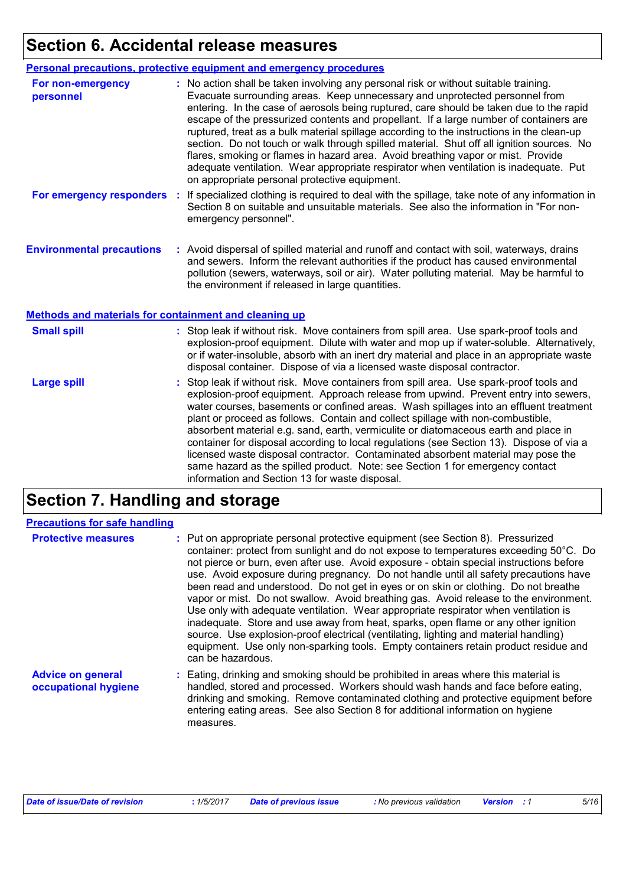## Section 6. Accidental release measures

### Personal precautions, protective equipment and emergency procedures

**For non-emergency personnel** : No action shall be taken involving any personal risk or without suitable training. Evacuate surrounding areas. Keep unnecessary and unprotected personnel from entering. In the case of aerosols being ruptured, care should be taken due to the rapid escape of the pressurized contents and propellant. If a large number of containers are ruptured, treat as a bulk material spillage according to the instructions in the clean-up section. Do not touch or walk through spilled material. Shut off all ignition sources. No flares, smoking or flames in hazard area. Avoid breathing vapor or mist. Provide adequate ventilation. Wear appropriate respirator when ventilation is inadequate. Put on appropriate personal protective equipment.

**For emergency responders** : If specialized clothing is required to deal with the spillage, take note of any information in Section 8 on suitable and unsuitable materials. See also the information in "For non-emergency personnel".

**Environmental precautions** : Avoid dispersal of spilled material and runoff and contact with soil, waterways, drains and sewers. Inform the relevant authorities if the product has caused environmental pollution (sewers, waterways, soil or air). Water polluting material. May be harmful to the environment if released in large quantities.

### Methods and materials for containment and cleaning up

**Small spill** : Stop leak if without risk. Move containers from spill area. Use spark-proof tools and explosion-proof equipment. Dilute with water and mop up if water-soluble. Alternatively, or if water-insoluble, absorb with an inert dry material and place in an appropriate waste disposal container. Dispose of via a licensed waste disposal contractor.

**Large spill** : Stop leak if without risk. Move containers from spill area. Use spark-proof tools and explosion-proof equipment. Approach release from upwind. Prevent entry into sewers, water courses, basements or confined areas. Wash spillages into an effluent treatment plant or proceed as follows. Contain and collect spillage with non-combustible, absorbent material e.g. sand, earth, vermiculite or diatomaceous earth and place in container for disposal according to local regulations (see Section 13). Dispose of via a licensed waste disposal contractor. Contaminated absorbent material may pose the same hazard as the spilled product. Note: see Section 1 for emergency contact information and Section 13 for waste disposal.

## Section 7. Handling and storage

### Precautions for safe handling

**Protective measures** : Put on appropriate personal protective equipment (see Section 8). Pressurized container: protect from sunlight and do not expose to temperatures exceeding 50°C. Do not pierce or burn, even after use. Avoid exposure - obtain special instructions before use. Avoid exposure during pregnancy. Do not handle until all safety precautions have been read and understood. Do not get in eyes or on skin or clothing. Do not breathe vapor or mist. Do not swallow. Avoid breathing gas. Avoid release to the environment. Use only with adequate ventilation. Wear appropriate respirator when ventilation is inadequate. Store and use away from heat, sparks, open flame or any other ignition source. Use explosion-proof electrical (ventilating, lighting and material handling) equipment. Use only non-sparking tools. Empty containers retain product residue and can be hazardous.

**Advice on general occupational hygiene** : Eating, drinking and smoking should be prohibited in areas where this material is handled, stored and processed. Workers should wash hands and face before eating, drinking and smoking. Remove contaminated clothing and protective equipment before entering eating areas. See also Section 8 for additional information on hygiene measures.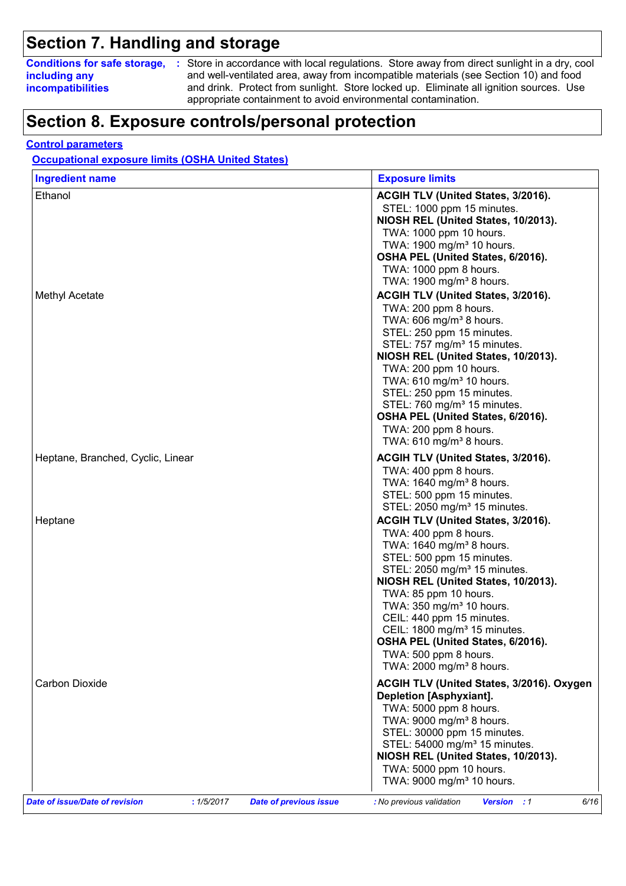## Section 7. Handling and storage

**Conditions for safe storage, including any incompatibilities** : Store in accordance with local regulations. Store away from direct sunlight in a dry, cool and well-ventilated area, away from incompatible materials (see Section 10) and food and drink. Protect from sunlight. Store locked up. Eliminate all ignition sources. Use appropriate containment to avoid environmental contamination.

## Section 8. Exposure controls/personal protection

### Control parameters

#### Occupational exposure limits (OSHA United States)

| Ingredient name | Exposure limits |
|---|---|
| Ethanol | **ACGIH TLV (United States, 3/2016).**<br>STEL: 1000 ppm 15 minutes.<br>**NIOSH REL (United States, 10/2013).**<br>TWA: 1000 ppm 10 hours.<br>TWA: 1900 mg/m³ 10 hours.<br>**OSHA PEL (United States, 6/2016).**<br>TWA: 1000 ppm 8 hours.<br>TWA: 1900 mg/m³ 8 hours. |
| Methyl Acetate | **ACGIH TLV (United States, 3/2016).**<br>TWA: 200 ppm 8 hours.<br>TWA: 606 mg/m³ 8 hours.<br>STEL: 250 ppm 15 minutes.<br>STEL: 757 mg/m³ 15 minutes.<br>**NIOSH REL (United States, 10/2013).**<br>TWA: 200 ppm 10 hours.<br>TWA: 610 mg/m³ 10 hours.<br>STEL: 250 ppm 15 minutes.<br>STEL: 760 mg/m³ 15 minutes.<br>**OSHA PEL (United States, 6/2016).**<br>TWA: 200 ppm 8 hours.<br>TWA: 610 mg/m³ 8 hours. |
| Heptane, Branched, Cyclic, Linear | **ACGIH TLV (United States, 3/2016).**<br>TWA: 400 ppm 8 hours.<br>TWA: 1640 mg/m³ 8 hours.<br>STEL: 500 ppm 15 minutes.<br>STEL: 2050 mg/m³ 15 minutes. |
| Heptane | **ACGIH TLV (United States, 3/2016).**<br>TWA: 400 ppm 8 hours.<br>TWA: 1640 mg/m³ 8 hours.<br>STEL: 500 ppm 15 minutes.<br>STEL: 2050 mg/m³ 15 minutes.<br>**NIOSH REL (United States, 10/2013).**<br>TWA: 85 ppm 10 hours.<br>TWA: 350 mg/m³ 10 hours.<br>CEIL: 440 ppm 15 minutes.<br>CEIL: 1800 mg/m³ 15 minutes.<br>**OSHA PEL (United States, 6/2016).**<br>TWA: 500 ppm 8 hours.<br>TWA: 2000 mg/m³ 8 hours. |
| Carbon Dioxide | **ACGIH TLV (United States, 3/2016). Oxygen Depletion [Asphyxiant].**<br>TWA: 5000 ppm 8 hours.<br>TWA: 9000 mg/m³ 8 hours.<br>STEL: 30000 ppm 15 minutes.<br>STEL: 54000 mg/m³ 15 minutes.<br>**NIOSH REL (United States, 10/2013).**<br>TWA: 5000 ppm 10 hours.<br>TWA: 9000 mg/m³ 10 hours. |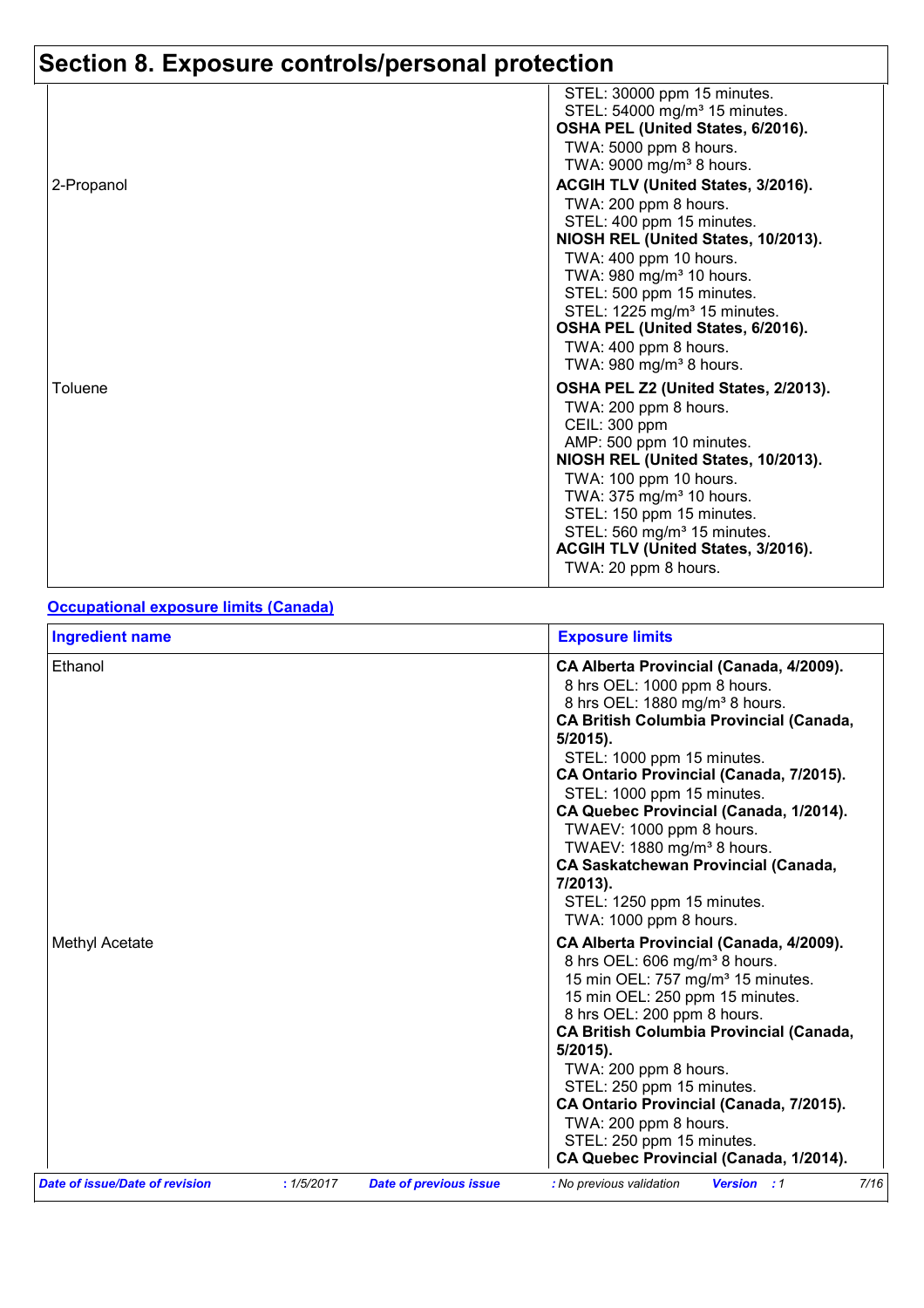## Section 8. Exposure controls/personal protection

| | |
|---|---|
| | STEL: 30000 ppm 15 minutes.<br>STEL: 54000 mg/m³ 15 minutes.<br>**OSHA PEL (United States, 6/2016).**<br>TWA: 5000 ppm 8 hours.<br>TWA: 9000 mg/m³ 8 hours. |
| 2-Propanol | **ACGIH TLV (United States, 3/2016).**<br>TWA: 200 ppm 8 hours.<br>STEL: 400 ppm 15 minutes.<br>**NIOSH REL (United States, 10/2013).**<br>TWA: 400 ppm 10 hours.<br>TWA: 980 mg/m³ 10 hours.<br>STEL: 500 ppm 15 minutes.<br>STEL: 1225 mg/m³ 15 minutes.<br>**OSHA PEL (United States, 6/2016).**<br>TWA: 400 ppm 8 hours.<br>TWA: 980 mg/m³ 8 hours. |
| Toluene | **OSHA PEL Z2 (United States, 2/2013).**<br>TWA: 200 ppm 8 hours.<br>CEIL: 300 ppm<br>AMP: 500 ppm 10 minutes.<br>**NIOSH REL (United States, 10/2013).**<br>TWA: 100 ppm 10 hours.<br>TWA: 375 mg/m³ 10 hours.<br>STEL: 150 ppm 15 minutes.<br>STEL: 560 mg/m³ 15 minutes.<br>**ACGIH TLV (United States, 3/2016).**<br>TWA: 20 ppm 8 hours. |

**Occupational exposure limits (Canada)**

| Ingredient name | Exposure limits |
|---|---|
| Ethanol | **CA Alberta Provincial (Canada, 4/2009).**<br>8 hrs OEL: 1000 ppm 8 hours.<br>8 hrs OEL: 1880 mg/m³ 8 hours.<br>**CA British Columbia Provincial (Canada, 5/2015).**<br>STEL: 1000 ppm 15 minutes.<br>**CA Ontario Provincial (Canada, 7/2015).**<br>STEL: 1000 ppm 15 minutes.<br>**CA Quebec Provincial (Canada, 1/2014).**<br>TWAEV: 1000 ppm 8 hours.<br>TWAEV: 1880 mg/m³ 8 hours.<br>**CA Saskatchewan Provincial (Canada, 7/2013).**<br>STEL: 1250 ppm 15 minutes.<br>TWA: 1000 ppm 8 hours. |
| Methyl Acetate | **CA Alberta Provincial (Canada, 4/2009).**<br>8 hrs OEL: 606 mg/m³ 8 hours.<br>15 min OEL: 757 mg/m³ 15 minutes.<br>15 min OEL: 250 ppm 15 minutes.<br>8 hrs OEL: 200 ppm 8 hours.<br>**CA British Columbia Provincial (Canada, 5/2015).**<br>TWA: 200 ppm 8 hours.<br>STEL: 250 ppm 15 minutes.<br>**CA Ontario Provincial (Canada, 7/2015).**<br>TWA: 200 ppm 8 hours.<br>STEL: 250 ppm 15 minutes.<br>**CA Quebec Provincial (Canada, 1/2014).** |

*Date of issue/Date of revision* : 1/5/2017 *Date of previous issue* : No previous validation *Version* : 1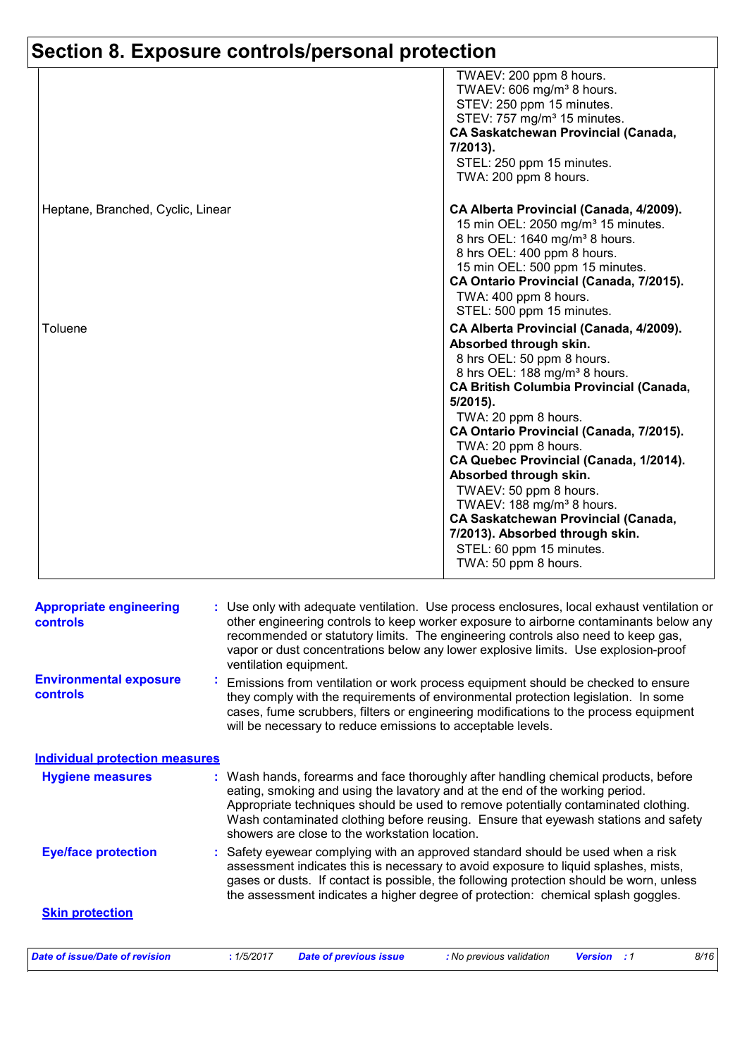## Section 8. Exposure controls/personal protection

| | |
|---|---|
| | TWAEV: 200 ppm 8 hours.<br>TWAEV: 606 mg/m³ 8 hours.<br>STEV: 250 ppm 15 minutes.<br>STEV: 757 mg/m³ 15 minutes.<br>**CA Saskatchewan Provincial (Canada, 7/2013).**<br>STEL: 250 ppm 15 minutes.<br>TWA: 200 ppm 8 hours. |
| Heptane, Branched, Cyclic, Linear | **CA Alberta Provincial (Canada, 4/2009).**<br>15 min OEL: 2050 mg/m³ 15 minutes.<br>8 hrs OEL: 1640 mg/m³ 8 hours.<br>8 hrs OEL: 400 ppm 8 hours.<br>15 min OEL: 500 ppm 15 minutes.<br>**CA Ontario Provincial (Canada, 7/2015).**<br>TWA: 400 ppm 8 hours.<br>STEL: 500 ppm 15 minutes. |
| Toluene | **CA Alberta Provincial (Canada, 4/2009). Absorbed through skin.**<br>8 hrs OEL: 50 ppm 8 hours.<br>8 hrs OEL: 188 mg/m³ 8 hours.<br>**CA British Columbia Provincial (Canada, 5/2015).**<br>TWA: 20 ppm 8 hours.<br>**CA Ontario Provincial (Canada, 7/2015).**<br>TWA: 20 ppm 8 hours.<br>**CA Quebec Provincial (Canada, 1/2014). Absorbed through skin.**<br>TWAEV: 50 ppm 8 hours.<br>TWAEV: 188 mg/m³ 8 hours.<br>**CA Saskatchewan Provincial (Canada, 7/2013). Absorbed through skin.**<br>STEL: 60 ppm 15 minutes.<br>TWA: 50 ppm 8 hours. |

**Appropriate engineering controls** : Use only with adequate ventilation. Use process enclosures, local exhaust ventilation or other engineering controls to keep worker exposure to airborne contaminants below any recommended or statutory limits. The engineering controls also need to keep gas, vapor or dust concentrations below any lower explosive limits. Use explosion-proof ventilation equipment.

**Environmental exposure controls** : Emissions from ventilation or work process equipment should be checked to ensure they comply with the requirements of environmental protection legislation. In some cases, fume scrubbers, filters or engineering modifications to the process equipment will be necessary to reduce emissions to acceptable levels.

### Individual protection measures

**Hygiene measures** : Wash hands, forearms and face thoroughly after handling chemical products, before eating, smoking and using the lavatory and at the end of the working period. Appropriate techniques should be used to remove potentially contaminated clothing. Wash contaminated clothing before reusing. Ensure that eyewash stations and safety showers are close to the workstation location.

**Eye/face protection** : Safety eyewear complying with an approved standard should be used when a risk assessment indicates this is necessary to avoid exposure to liquid splashes, mists, gases or dusts. If contact is possible, the following protection should be worn, unless the assessment indicates a higher degree of protection: chemical splash goggles.

**Skin protection**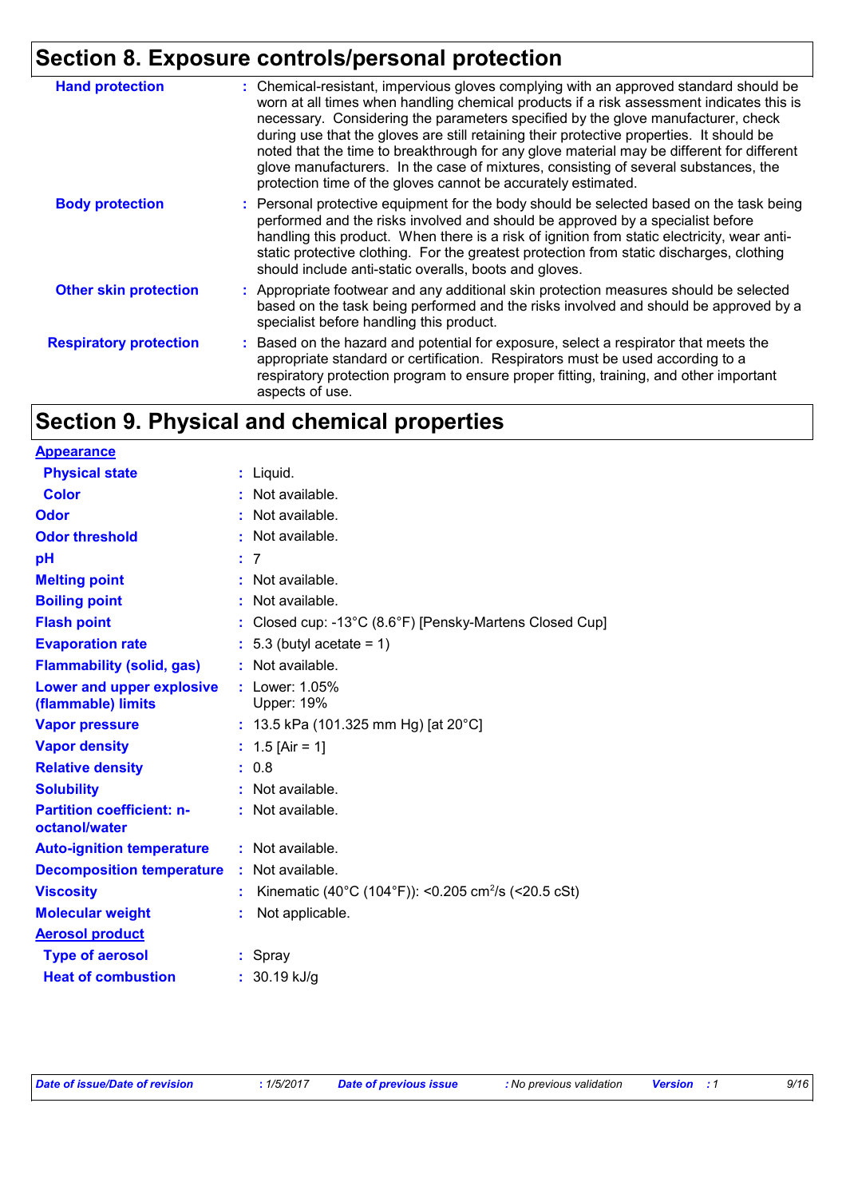## Section 8. Exposure controls/personal protection

| | | |
|---|---|---|
| **Hand protection** | : | Chemical-resistant, impervious gloves complying with an approved standard should be worn at all times when handling chemical products if a risk assessment indicates this is necessary. Considering the parameters specified by the glove manufacturer, check during use that the gloves are still retaining their protective properties. It should be noted that the time to breakthrough for any glove material may be different for different glove manufacturers. In the case of mixtures, consisting of several substances, the protection time of the gloves cannot be accurately estimated. |
| **Body protection** | : | Personal protective equipment for the body should be selected based on the task being performed and the risks involved and should be approved by a specialist before handling this product. When there is a risk of ignition from static electricity, wear anti-static protective clothing. For the greatest protection from static discharges, clothing should include anti-static overalls, boots and gloves. |
| **Other skin protection** | : | Appropriate footwear and any additional skin protection measures should be selected based on the task being performed and the risks involved and should be approved by a specialist before handling this product. |
| **Respiratory protection** | : | Based on the hazard and potential for exposure, select a respirator that meets the appropriate standard or certification. Respirators must be used according to a respiratory protection program to ensure proper fitting, training, and other important aspects of use. |

## Section 9. Physical and chemical properties

**Appearance**

| | | |
|---|---|---|
| **Physical state** | : | Liquid. |
| **Color** | : | Not available. |
| **Odor** | : | Not available. |
| **Odor threshold** | : | Not available. |
| **pH** | : | 7 |
| **Melting point** | : | Not available. |
| **Boiling point** | : | Not available. |
| **Flash point** | : | Closed cup: -13°C (8.6°F) [Pensky-Martens Closed Cup] |
| **Evaporation rate** | : | 5.3 (butyl acetate = 1) |
| **Flammability (solid, gas)** | : | Not available. |
| **Lower and upper explosive (flammable) limits** | : | Lower: 1.05%<br>Upper: 19% |
| **Vapor pressure** | : | 13.5 kPa (101.325 mm Hg) [at 20°C] |
| **Vapor density** | : | 1.5 [Air = 1] |
| **Relative density** | : | 0.8 |
| **Solubility** | : | Not available. |
| **Partition coefficient: n-octanol/water** | : | Not available. |
| **Auto-ignition temperature** | : | Not available. |
| **Decomposition temperature** | : | Not available. |
| **Viscosity** | : | Kinematic (40°C (104°F)): <0.205 $cm^2/s$ (<20.5 cSt) |
| **Molecular weight** | : | Not applicable. |

**Aerosol product**

| | | |
|---|---|---|
| **Type of aerosol** | : | Spray |
| **Heat of combustion** | : | 30.19 kJ/g |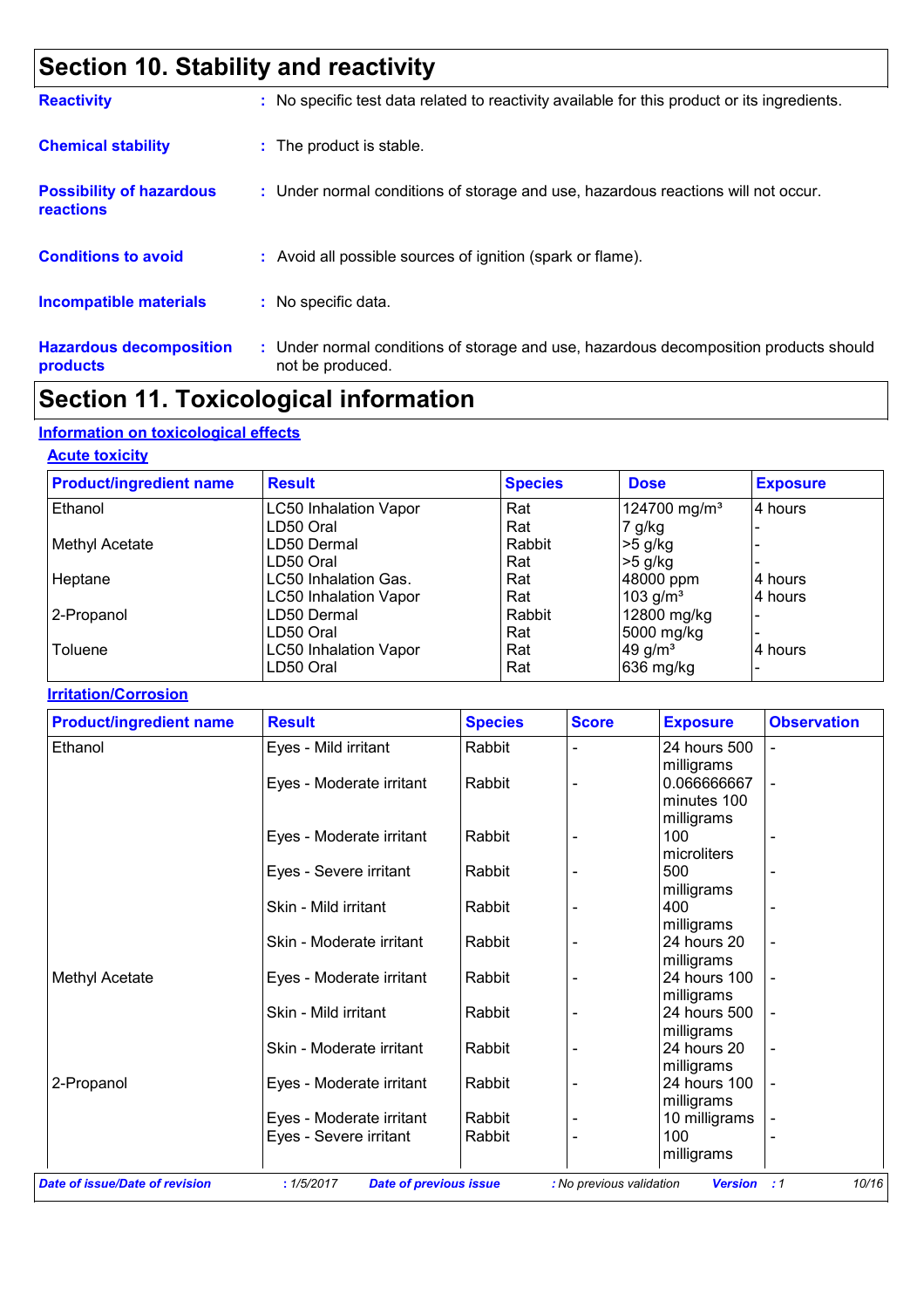# Section 10. Stability and reactivity

**Reactivity** : No specific test data related to reactivity available for this product or its ingredients.

**Chemical stability** : The product is stable.

**Possibility of hazardous reactions** : Under normal conditions of storage and use, hazardous reactions will not occur.

**Conditions to avoid** : Avoid all possible sources of ignition (spark or flame).

**Incompatible materials** : No specific data.

**Hazardous decomposition products** : Under normal conditions of storage and use, hazardous decomposition products should not be produced.

# Section 11. Toxicological information

## Information on toxicological effects

### Acute toxicity

| Product/ingredient name | Result | Species | Dose | Exposure |
|---|---|---|---|---|
| Ethanol | LC50 Inhalation Vapor | Rat | 124700 mg/m³ | 4 hours |
| | LD50 Oral | Rat | 7 g/kg | - |
| Methyl Acetate | LD50 Dermal | Rabbit | >5 g/kg | - |
| | LD50 Oral | Rat | >5 g/kg | - |
| Heptane | LC50 Inhalation Gas. | Rat | 48000 ppm | 4 hours |
| | LC50 Inhalation Vapor | Rat | 103 g/m³ | 4 hours |
| 2-Propanol | LD50 Dermal | Rabbit | 12800 mg/kg | - |
| | LD50 Oral | Rat | 5000 mg/kg | - |
| Toluene | LC50 Inhalation Vapor | Rat | 49 g/m³ | 4 hours |
| | LD50 Oral | Rat | 636 mg/kg | - |

### Irritation/Corrosion

| Product/ingredient name | Result | Species | Score | Exposure | Observation |
|---|---|---|---|---|---|
| Ethanol | Eyes - Mild irritant | Rabbit | - | 24 hours 500 milligrams | - |
| | Eyes - Moderate irritant | Rabbit | - | 0.066666667 minutes 100 milligrams | - |
| | Eyes - Moderate irritant | Rabbit | - | 100 microliters | - |
| | Eyes - Severe irritant | Rabbit | - | 500 milligrams | - |
| | Skin - Mild irritant | Rabbit | - | 400 milligrams | - |
| | Skin - Moderate irritant | Rabbit | - | 24 hours 20 milligrams | - |
| Methyl Acetate | Eyes - Moderate irritant | Rabbit | - | 24 hours 100 milligrams | - |
| | Skin - Mild irritant | Rabbit | - | 24 hours 500 milligrams | - |
| | Skin - Moderate irritant | Rabbit | - | 24 hours 20 milligrams | - |
| 2-Propanol | Eyes - Moderate irritant | Rabbit | - | 24 hours 100 milligrams | - |
| | Eyes - Moderate irritant | Rabbit | - | 10 milligrams | - |
| | Eyes - Severe irritant | Rabbit | - | 100 milligrams | - |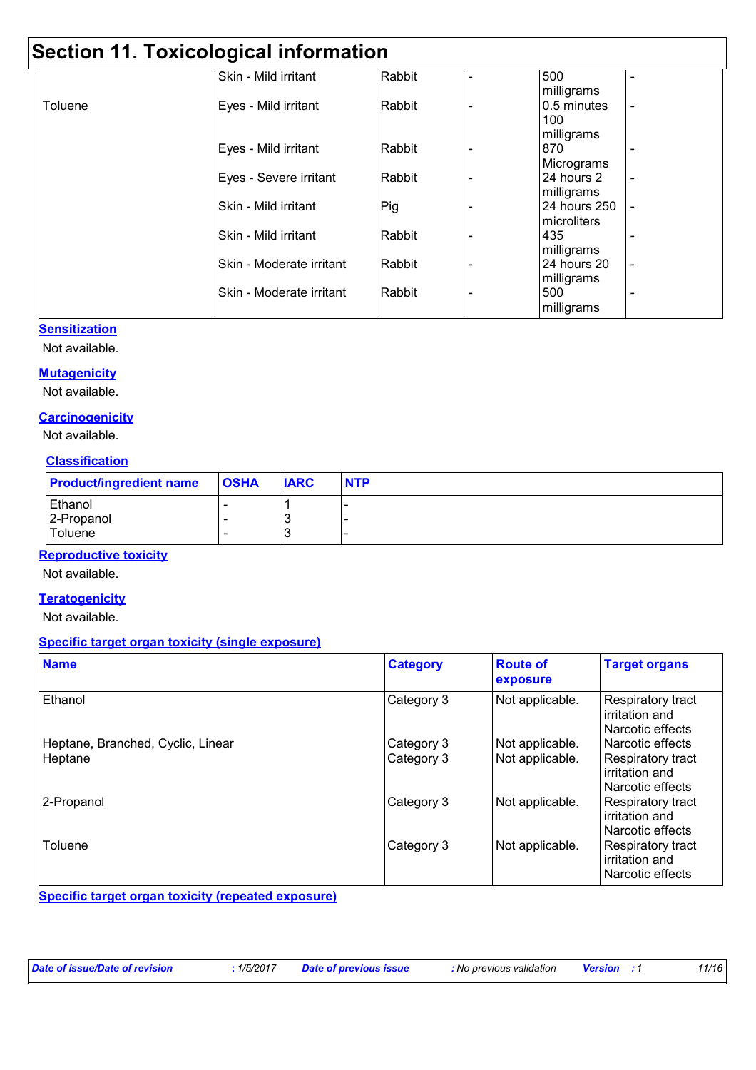# Section 11. Toxicological information

| | | | | | |
|---|---|---|---|---|---|
| | Skin - Mild irritant | Rabbit | - | 500 milligrams | - |
| Toluene | Eyes - Mild irritant | Rabbit | - | 0.5 minutes 100 milligrams | - |
| | Eyes - Mild irritant | Rabbit | - | 870 Micrograms | - |
| | Eyes - Severe irritant | Rabbit | - | 24 hours 2 milligrams | - |
| | Skin - Mild irritant | Pig | - | 24 hours 250 microliters | - |
| | Skin - Mild irritant | Rabbit | - | 435 milligrams | - |
| | Skin - Moderate irritant | Rabbit | - | 24 hours 20 milligrams | - |
| | Skin - Moderate irritant | Rabbit | - | 500 milligrams | - |

**Sensitization**

Not available.

**Mutagenicity**

Not available.

**Carcinogenicity**

Not available.

**Classification**

| Product/ingredient name | OSHA | IARC | NTP |
|---|---|---|---|
| Ethanol | - | 1 | - |
| 2-Propanol | - | 3 | - |
| Toluene | - | 3 | - |

**Reproductive toxicity**

Not available.

**Teratogenicity**

Not available.

**Specific target organ toxicity (single exposure)**

| Name | Category | Route of exposure | Target organs |
|---|---|---|---|
| Ethanol | Category 3 | Not applicable. | Respiratory tract irritation and Narcotic effects |
| Heptane, Branched, Cyclic, Linear | Category 3 | Not applicable. | Narcotic effects |
| Heptane | Category 3 | Not applicable. | Respiratory tract irritation and Narcotic effects |
| 2-Propanol | Category 3 | Not applicable. | Respiratory tract irritation and Narcotic effects |
| Toluene | Category 3 | Not applicable. | Respiratory tract irritation and Narcotic effects |

**Specific target organ toxicity (repeated exposure)**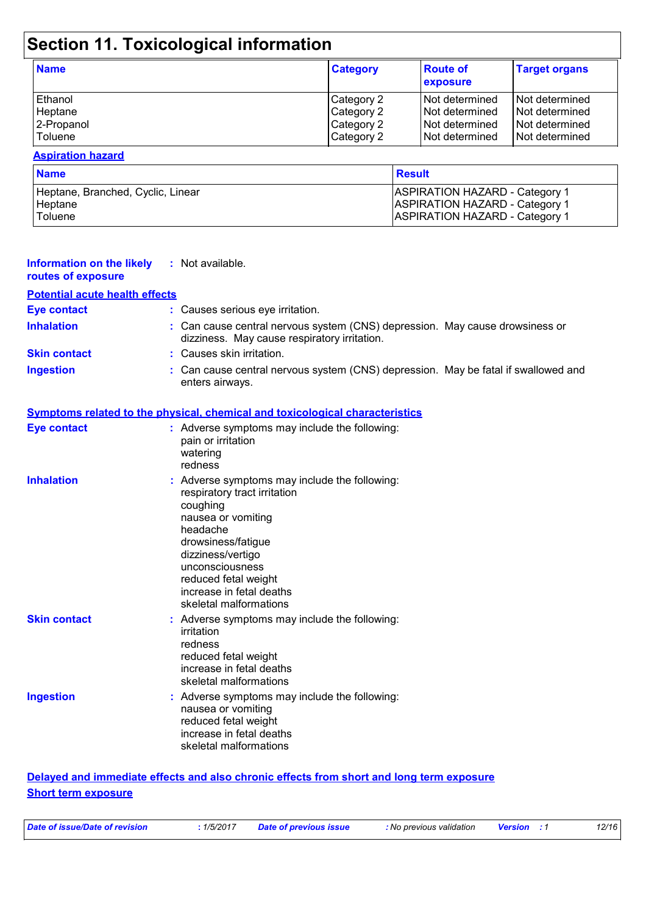# Section 11. Toxicological information

| Name | Category | Route of exposure | Target organs |
|---|---|---|---|
| Ethanol | Category 2 | Not determined | Not determined |
| Heptane | Category 2 | Not determined | Not determined |
| 2-Propanol | Category 2 | Not determined | Not determined |
| Toluene | Category 2 | Not determined | Not determined |

**Aspiration hazard**

| Name | Result |
|---|---|
| Heptane, Branched, Cyclic, Linear | ASPIRATION HAZARD - Category 1 |
| Heptane | ASPIRATION HAZARD - Category 1 |
| Toluene | ASPIRATION HAZARD - Category 1 |

**Information on the likely routes of exposure** : Not available.

**Potential acute health effects**

**Eye contact** : Causes serious eye irritation.

**Inhalation** : Can cause central nervous system (CNS) depression. May cause drowsiness or dizziness. May cause respiratory irritation.

**Skin contact** : Causes skin irritation.

**Ingestion** : Can cause central nervous system (CNS) depression. May be fatal if swallowed and enters airways.

**Symptoms related to the physical, chemical and toxicological characteristics**

**Eye contact** : Adverse symptoms may include the following:
pain or irritation
watering
redness

**Inhalation** : Adverse symptoms may include the following:
respiratory tract irritation
coughing
nausea or vomiting
headache
drowsiness/fatigue
dizziness/vertigo
unconsciousness
reduced fetal weight
increase in fetal deaths
skeletal malformations

**Skin contact** : Adverse symptoms may include the following:
irritation
redness
reduced fetal weight
increase in fetal deaths
skeletal malformations

**Ingestion** : Adverse symptoms may include the following:
nausea or vomiting
reduced fetal weight
increase in fetal deaths
skeletal malformations

**Delayed and immediate effects and also chronic effects from short and long term exposure**

**Short term exposure**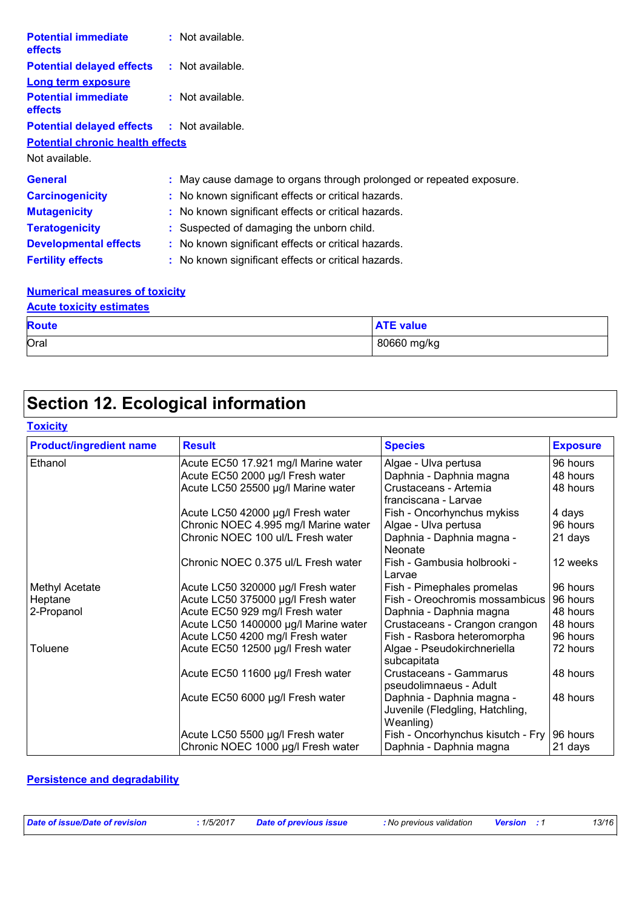**Potential immediate effects** : Not available.

**Potential delayed effects** : Not available.

**Long term exposure**

**Potential immediate effects** : Not available.

**Potential delayed effects** : Not available.

**Potential chronic health effects**

Not available.

**General** : May cause damage to organs through prolonged or repeated exposure.

**Carcinogenicity** : No known significant effects or critical hazards.

**Mutagenicity** : No known significant effects or critical hazards.

**Teratogenicity** : Suspected of damaging the unborn child.

**Developmental effects** : No known significant effects or critical hazards.

**Fertility effects** : No known significant effects or critical hazards.

**Numerical measures of toxicity**

**Acute toxicity estimates**

| Route | ATE value |
|---|---|
| Oral | 80660 mg/kg |

# Section 12. Ecological information

**Toxicity**

| Product/ingredient name | Result | Species | Exposure |
|---|---|---|---|
| Ethanol | Acute EC50 17.921 mg/l Marine water | Algae - Ulva pertusa | 96 hours |
| | Acute EC50 2000 µg/l Fresh water | Daphnia - Daphnia magna | 48 hours |
| | Acute LC50 25500 µg/l Marine water | Crustaceans - Artemia franciscana - Larvae | 48 hours |
| | Acute LC50 42000 µg/l Fresh water | Fish - Oncorhynchus mykiss | 4 days |
| | Chronic NOEC 4.995 mg/l Marine water | Algae - Ulva pertusa | 96 hours |
| | Chronic NOEC 100 ul/L Fresh water | Daphnia - Daphnia magna - Neonate | 21 days |
| | Chronic NOEC 0.375 ul/L Fresh water | Fish - Gambusia holbrooki - Larvae | 12 weeks |
| Methyl Acetate | Acute LC50 320000 µg/l Fresh water | Fish - Pimephales promelas | 96 hours |
| Heptane | Acute LC50 375000 µg/l Fresh water | Fish - Oreochromis mossambicus | 96 hours |
| 2-Propanol | Acute EC50 929 mg/l Fresh water | Daphnia - Daphnia magna | 48 hours |
| | Acute LC50 1400000 µg/l Marine water | Crustaceans - Crangon crangon | 48 hours |
| | Acute LC50 4200 mg/l Fresh water | Fish - Rasbora heteromorpha | 96 hours |
| Toluene | Acute EC50 12500 µg/l Fresh water | Algae - Pseudokirchneriella subcapitata | 72 hours |
| | Acute EC50 11600 µg/l Fresh water | Crustaceans - Gammarus pseudolimnaeus - Adult | 48 hours |
| | Acute EC50 6000 µg/l Fresh water | Daphnia - Daphnia magna - Juvenile (Fledgling, Hatchling, Weanling) | 48 hours |
| | Acute LC50 5500 µg/l Fresh water | Fish - Oncorhynchus kisutch - Fry | 96 hours |
| | Chronic NOEC 1000 µg/l Fresh water | Daphnia - Daphnia magna | 21 days |

**Persistence and degradability**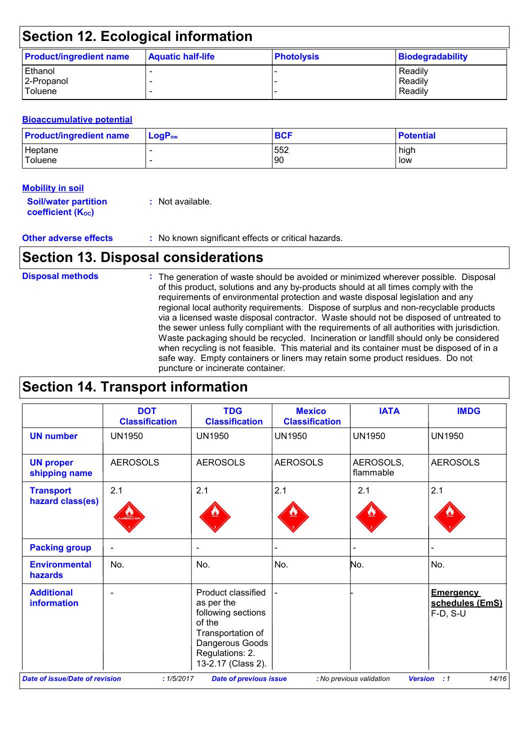## Section 12. Ecological information

| Product/ingredient name | Aquatic half-life | Photolysis | Biodegradability |
|---|---|---|---|
| Ethanol | - | - | Readily |
| 2-Propanol | - | - | Readily |
| Toluene | - | - | Readily |

### Bioaccumulative potential

| Product/ingredient name | $LogP_{ow}$ | BCF | Potential |
|---|---|---|---|
| Heptane | - | 552 | high |
| Toluene | - | 90 | low |

### Mobility in soil

**Soil/water partition coefficient ($K_{OC}$)** : Not available.

**Other adverse effects** : No known significant effects or critical hazards.

## Section 13. Disposal considerations

**Disposal methods** : The generation of waste should be avoided or minimized wherever possible. Disposal of this product, solutions and any by-products should at all times comply with the requirements of environmental protection and waste disposal legislation and any regional local authority requirements. Dispose of surplus and non-recyclable products via a licensed waste disposal contractor. Waste should not be disposed of untreated to the sewer unless fully compliant with the requirements of all authorities with jurisdiction. Waste packaging should be recycled. Incineration or landfill should only be considered when recycling is not feasible. This material and its container must be disposed of in a safe way. Empty containers or liners may retain some product residues. Do not puncture or incinerate container.

## Section 14. Transport information

| | DOT Classification | TDG Classification | Mexico Classification | IATA | IMDG |
|---|---|---|---|---|---|
| **UN number** | UN1950 | UN1950 | UN1950 | UN1950 | UN1950 |
| **UN proper shipping name** | AEROSOLS | AEROSOLS | AEROSOLS | AEROSOLS, flammable | AEROSOLS |
| **Transport hazard class(es)** | 2.1 | 2.1 | 2.1 | 2.1 | 2.1 |
| **Packing group** | - | - | - | - | - |
| **Environmental hazards** | No. | No. | No. | No. | No. |
| **Additional information** | - | Product classified as per the following sections of the Transportation of Dangerous Goods Regulations: 2.13-2.17 (Class 2). | - | - | **Emergency schedules (EmS)** F-D, S-U |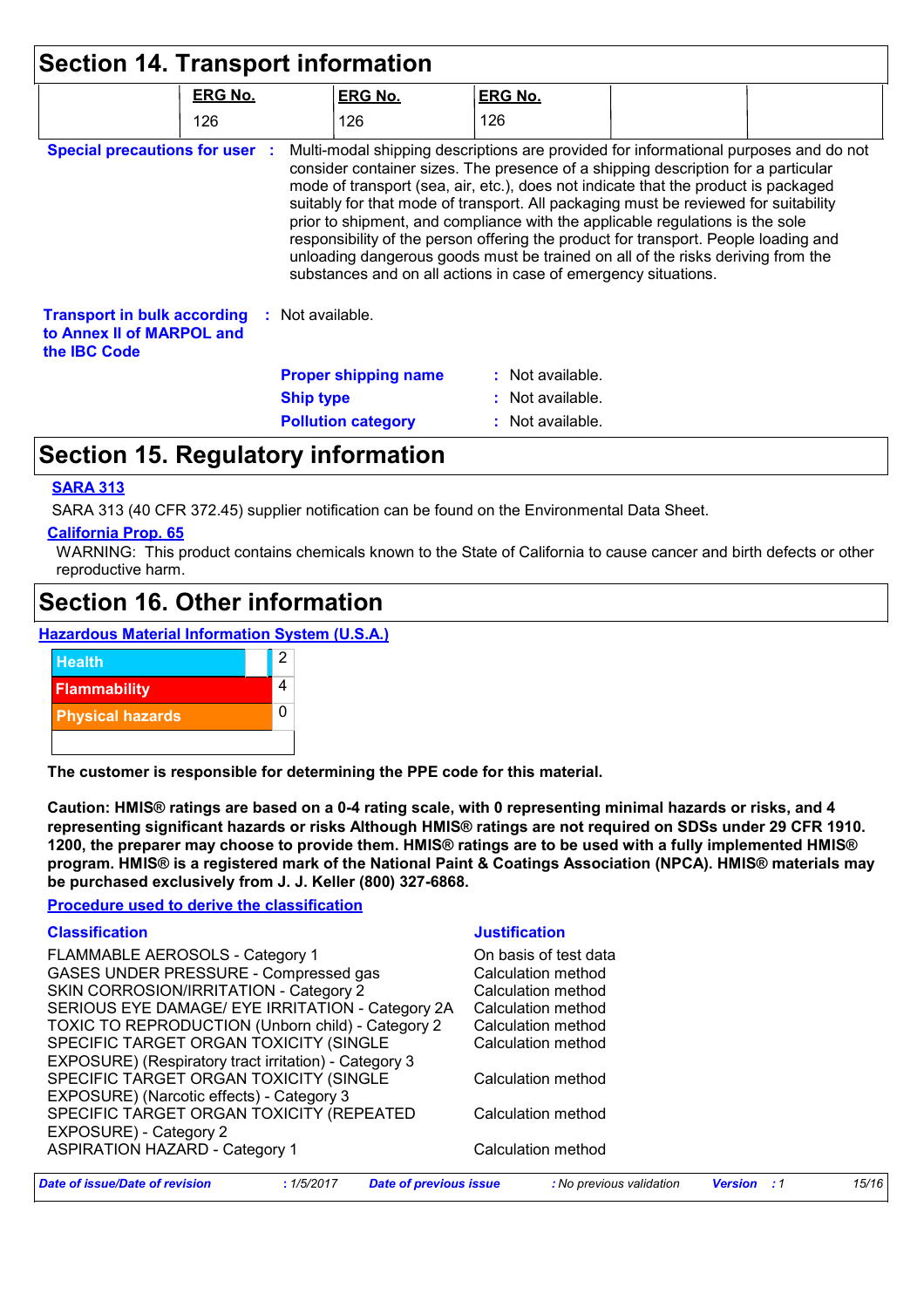## Section 14. Transport information

| | ERG No. | ERG No. | ERG No. | | |
|---|---|---|---|---|---|
| | 126 | 126 | 126 | | |

**Special precautions for user** : Multi-modal shipping descriptions are provided for informational purposes and do not consider container sizes. The presence of a shipping description for a particular mode of transport (sea, air, etc.), does not indicate that the product is packaged suitably for that mode of transport. All packaging must be reviewed for suitability prior to shipment, and compliance with the applicable regulations is the sole responsibility of the person offering the product for transport. People loading and unloading dangerous goods must be trained on all of the risks deriving from the substances and on all actions in case of emergency situations.

**Transport in bulk according to Annex II of MARPOL and the IBC Code** : Not available.

**Proper shipping name** : Not available.

**Ship type** : Not available.

**Pollution category** : Not available.

## Section 15. Regulatory information

**SARA 313**

SARA 313 (40 CFR 372.45) supplier notification can be found on the Environmental Data Sheet.

**California Prop. 65**

WARNING: This product contains chemicals known to the State of California to cause cancer and birth defects or other reproductive harm.

## Section 16. Other information

**Hazardous Material Information System (U.S.A.)**

| | |
|---|---|
| Health | 2 |
| Flammability | 4 |
| Physical hazards | 0 |
| | |

**The customer is responsible for determining the PPE code for this material.**

**Caution: HMIS® ratings are based on a 0-4 rating scale, with 0 representing minimal hazards or risks, and 4 representing significant hazards or risks Although HMIS® ratings are not required on SDSs under 29 CFR 1910. 1200, the preparer may choose to provide them. HMIS® ratings are to be used with a fully implemented HMIS® program. HMIS® is a registered mark of the National Paint & Coatings Association (NPCA). HMIS® materials may be purchased exclusively from J. J. Keller (800) 327-6868.**

**Procedure used to derive the classification**

| Classification | Justification |
|---|---|
| FLAMMABLE AEROSOLS - Category 1 | On basis of test data |
| GASES UNDER PRESSURE - Compressed gas | Calculation method |
| SKIN CORROSION/IRRITATION - Category 2 | Calculation method |
| SERIOUS EYE DAMAGE/ EYE IRRITATION - Category 2A | Calculation method |
| TOXIC TO REPRODUCTION (Unborn child) - Category 2 | Calculation method |
| SPECIFIC TARGET ORGAN TOXICITY (SINGLE EXPOSURE) (Respiratory tract irritation) - Category 3 | Calculation method |
| SPECIFIC TARGET ORGAN TOXICITY (SINGLE EXPOSURE) (Narcotic effects) - Category 3 | Calculation method |
| SPECIFIC TARGET ORGAN TOXICITY (REPEATED EXPOSURE) - Category 2 | Calculation method |
| ASPIRATION HAZARD - Category 1 | Calculation method |

*Date of issue/Date of revision* : 1/5/2017 *Date of previous issue* : No previous validation *Version* : 1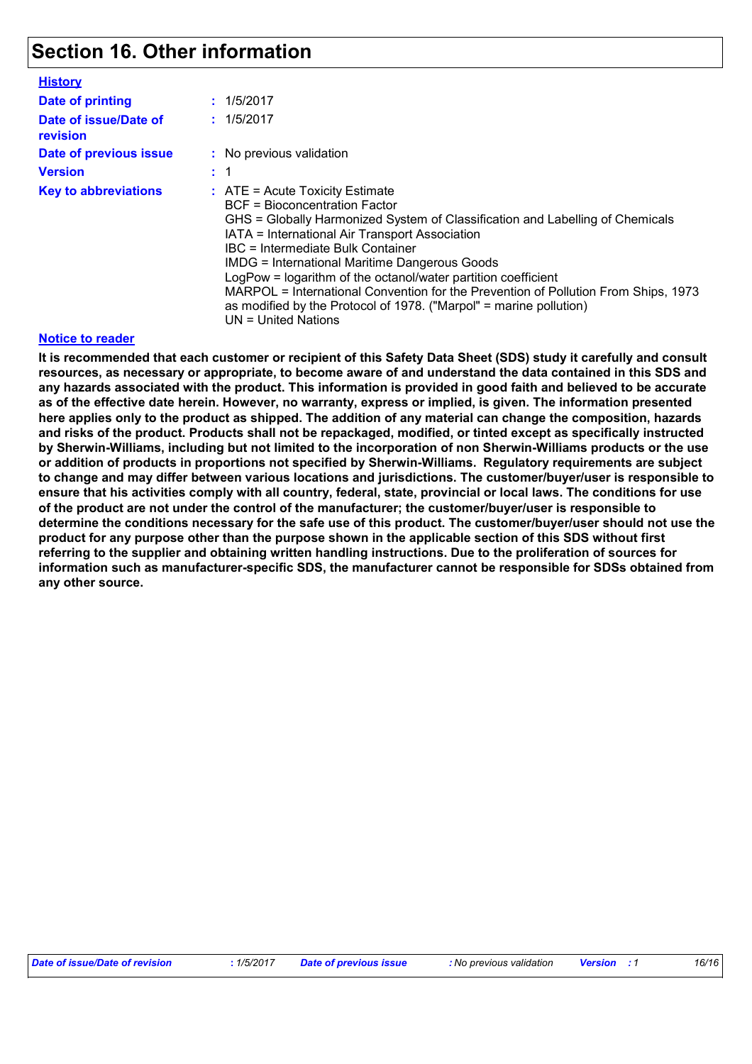# Section 16. Other information

**History**

| | |
|---|---|
| **Date of printing** | : 1/5/2017 |
| **Date of issue/Date of revision** | : 1/5/2017 |
| **Date of previous issue** | : No previous validation |
| **Version** | : 1 |
| **Key to abbreviations** | : ATE = Acute Toxicity Estimate<br>BCF = Bioconcentration Factor<br>GHS = Globally Harmonized System of Classification and Labelling of Chemicals<br>IATA = International Air Transport Association<br>IBC = Intermediate Bulk Container<br>IMDG = International Maritime Dangerous Goods<br>LogPow = logarithm of the octanol/water partition coefficient<br>MARPOL = International Convention for the Prevention of Pollution From Ships, 1973 as modified by the Protocol of 1978. ("Marpol" = marine pollution)<br>UN = United Nations |

**Notice to reader**

**It is recommended that each customer or recipient of this Safety Data Sheet (SDS) study it carefully and consult resources, as necessary or appropriate, to become aware of and understand the data contained in this SDS and any hazards associated with the product. This information is provided in good faith and believed to be accurate as of the effective date herein. However, no warranty, express or implied, is given. The information presented here applies only to the product as shipped. The addition of any material can change the composition, hazards and risks of the product. Products shall not be repackaged, modified, or tinted except as specifically instructed by Sherwin-Williams, including but not limited to the incorporation of non Sherwin-Williams products or the use or addition of products in proportions not specified by Sherwin-Williams. Regulatory requirements are subject to change and may differ between various locations and jurisdictions. The customer/buyer/user is responsible to ensure that his activities comply with all country, federal, state, provincial or local laws. The conditions for use of the product are not under the control of the manufacturer; the customer/buyer/user is responsible to determine the conditions necessary for the safe use of this product. The customer/buyer/user should not use the product for any purpose other than the purpose shown in the applicable section of this SDS without first referring to the supplier and obtaining written handling instructions. Due to the proliferation of sources for information such as manufacturer-specific SDS, the manufacturer cannot be responsible for SDSs obtained from any other source.**